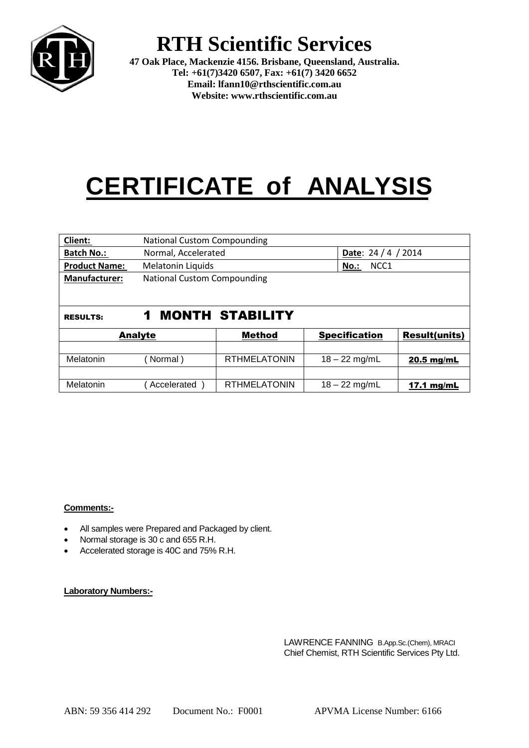# RTH Scientific Services

**47 Oak Place, Mackenzie 4156. Brisbane, Queensland, Australia.**
**Tel: +61(7)3420 6507, Fax: +61(7) 3420 6652**
**Email: lfann10@rthscientific.com.au**
**Website: www.rthscientific.com.au**

# CERTIFICATE of ANALYSIS

| | | | |
|---|---|---|---|
| **Client:** | National Custom Compounding | | |
| **Batch No.:** | Normal, Accelerated | **Date**: 24 / 4 / 2014 | |
| **Product Name:** | Melatonin Liquids | **No.:** NCC1 | |
| **Manufacturer:** | National Custom Compounding | | |

**RESULTS:** **1 MONTH STABILITY**

| Analyte | | Method | Specification | Result(units) |
|---|---|---|---|---|
| | | | | |
| Melatonin | ( Normal ) | RTHMELATONIN | 18 – 22 mg/mL | **20.5 mg/mL** |
| | | | | |
| Melatonin | ( Accelerated ) | RTHMELATONIN | 18 – 22 mg/mL | **17.1 mg/mL** |

**Comments:-**

- All samples were Prepared and Packaged by client.
- Normal storage is 30 c and 655 R.H.
- Accelerated storage is 40C and 75% R.H.

**Laboratory Numbers:-**

LAWRENCE FANNING B.App.Sc.(Chem), MRACI
Chief Chemist, RTH Scientific Services Pty Ltd.

ABN: 59 356 414 292 Document No.: F0001 APVMA License Number: 6166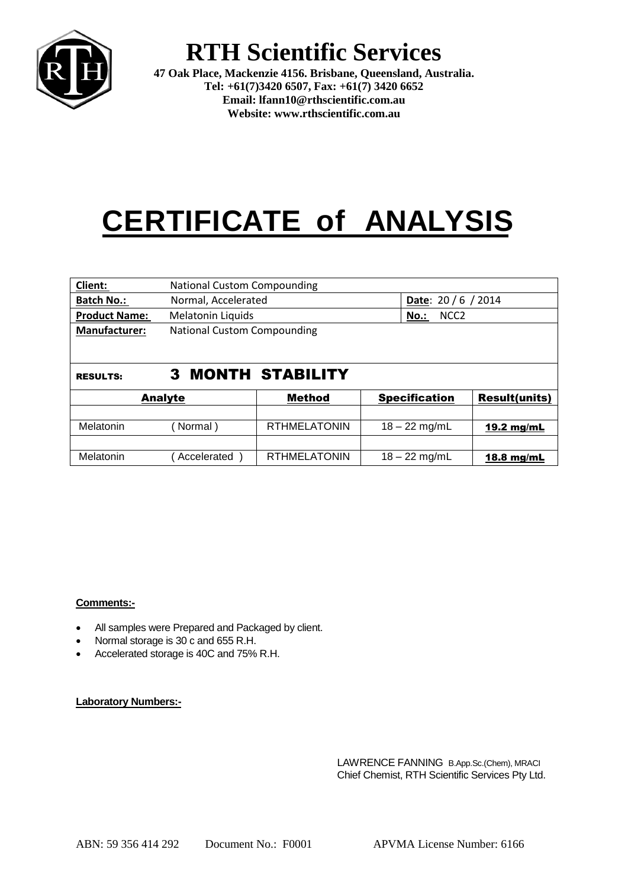# RTH Scientific Services

**47 Oak Place, Mackenzie 4156. Brisbane, Queensland, Australia.**
**Tel: +61(7)3420 6507, Fax: +61(7) 3420 6652**
**Email: lfann10@rthscientific.com.au**
**Website: www.rthscientific.com.au**

# CERTIFICATE of ANALYSIS

| **Client:** | National Custom Compounding | | |
|---|---|---|---|
| **Batch No.:** | Normal, Accelerated | **Date**: 20 / 6 / 2014 | |
| **Product Name:** | Melatonin Liquids | **No.:** NCC2 | |
| **Manufacturer:** | National Custom Compounding | | |

**RESULTS:** **3 MONTH STABILITY**

| Analyte | | Method | Specification | Result(units) |
|---|---|---|---|---|
| | | | | |
| Melatonin | ( Normal ) | RTHMELATONIN | 18 – 22 mg/mL | **19.2 mg/mL** |
| | | | | |
| Melatonin | ( Accelerated ) | RTHMELATONIN | 18 – 22 mg/mL | **18.8 mg/mL** |

**Comments:-**

- All samples were Prepared and Packaged by client.
- Normal storage is 30 c and 655 R.H.
- Accelerated storage is 40C and 75% R.H.

**Laboratory Numbers:-**

LAWRENCE FANNING B.App.Sc.(Chem), MRACI
Chief Chemist, RTH Scientific Services Pty Ltd.

ABN: 59 356 414 292 Document No.: F0001 APVMA License Number: 6166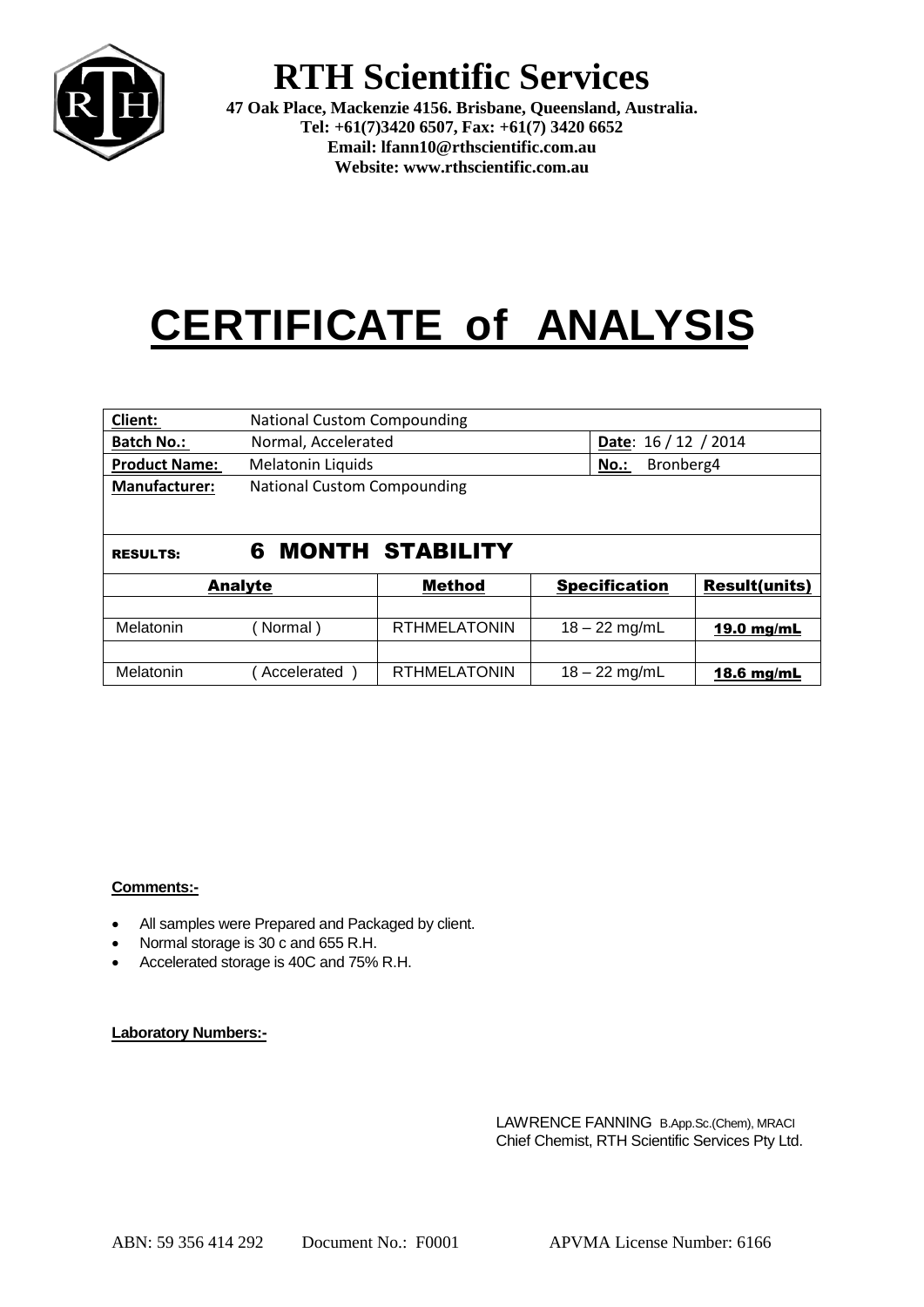# RTH Scientific Services

**47 Oak Place, Mackenzie 4156. Brisbane, Queensland, Australia.**
**Tel: +61(7)3420 6507, Fax: +61(7) 3420 6652**
**Email: lfann10@rthscientific.com.au**
**Website: www.rthscientific.com.au**

# CERTIFICATE of ANALYSIS

| | | | |
|---|---|---|---|
| **Client:** | National Custom Compounding | | |
| **Batch No.:** | Normal, Accelerated | **Date**: 16 / 12 / 2014 | |
| **Product Name:** | Melatonin Liquids | **No.:** Bronberg4 | |
| **Manufacturer:** | National Custom Compounding | | |

**RESULTS:** **6 MONTH STABILITY**

| Analyte | | Method | Specification | Result(units) |
|---|---|---|---|---|
| | | | | |
| Melatonin | ( Normal ) | RTHMELATONIN | 18 – 22 mg/mL | **19.0 mg/mL** |
| | | | | |
| Melatonin | ( Accelerated ) | RTHMELATONIN | 18 – 22 mg/mL | **18.6 mg/mL** |

**Comments:-**

- All samples were Prepared and Packaged by client.
- Normal storage is 30 c and 655 R.H.
- Accelerated storage is 40C and 75% R.H.

**Laboratory Numbers:-**

LAWRENCE FANNING B.App.Sc.(Chem), MRACI
Chief Chemist, RTH Scientific Services Pty Ltd.

ABN: 59 356 414 292 Document No.: F0001 APVMA License Number: 6166